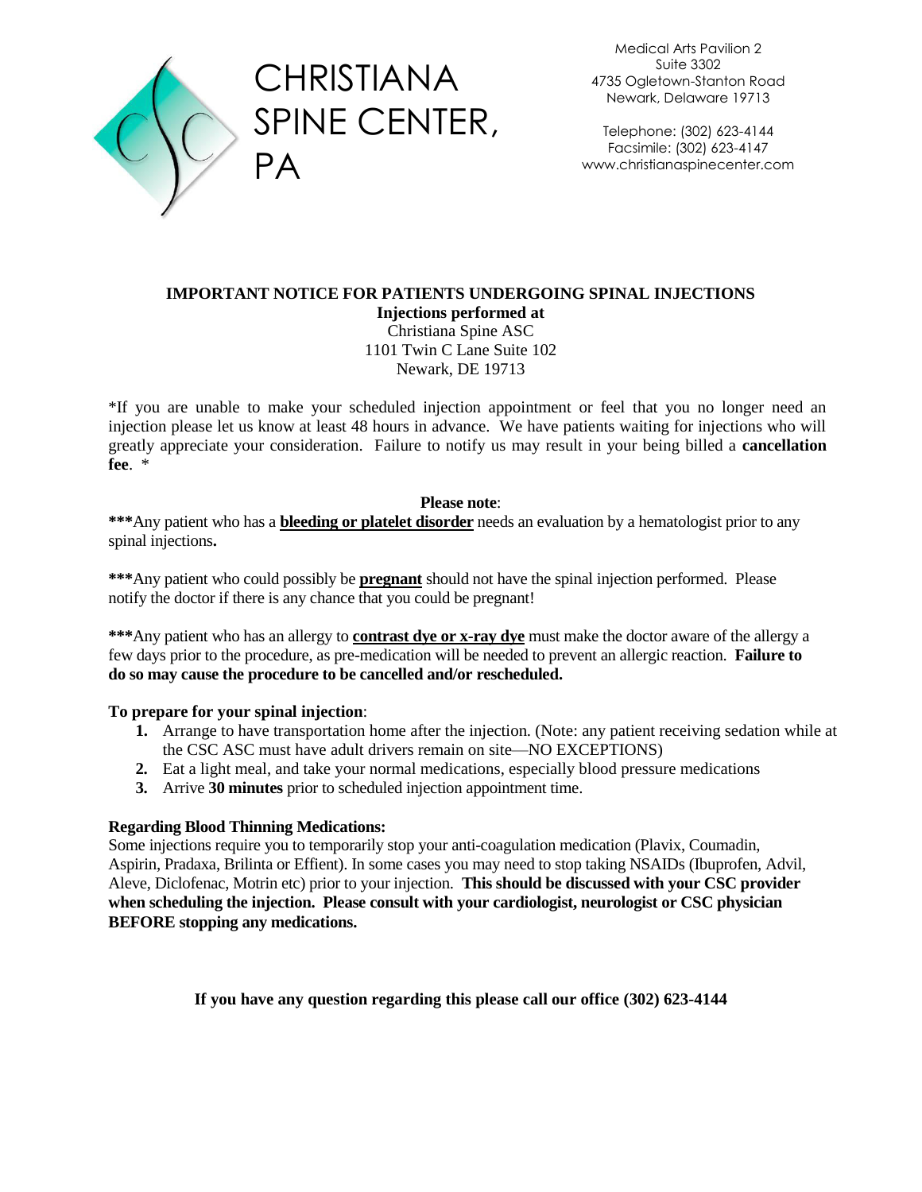# CHRISTIANA SPINE CENTER, PA

Medical Arts Pavilion 2
Suite 3302
4735 Ogletown-Stanton Road
Newark, Delaware 19713

Telephone: (302) 623-4144
Facsimile: (302) 623-4147
www.christianaspinecenter.com

## IMPORTANT NOTICE FOR PATIENTS UNDERGOING SPINAL INJECTIONS

**Injections performed at**
Christiana Spine ASC
1101 Twin C Lane Suite 102
Newark, DE 19713

*If you are unable to make your scheduled injection appointment or feel that you no longer need an injection please let us know at least 48 hours in advance. We have patients waiting for injections who will greatly appreciate your consideration. Failure to notify us may result in your being billed a **cancellation fee**. *

**Please note**:

*****Any patient who has a **bleeding or platelet disorder** needs an evaluation by a hematologist prior to any spinal injections**.**

*****Any patient who could possibly be **pregnant** should not have the spinal injection performed. Please notify the doctor if there is any chance that you could be pregnant!

*****Any patient who has an allergy to **contrast dye or x-ray dye** must make the doctor aware of the allergy a few days prior to the procedure, as pre-medication will be needed to prevent an allergic reaction. **Failure to do so may cause the procedure to be cancelled and/or rescheduled.**

**To prepare for your spinal injection**:

1. Arrange to have transportation home after the injection. (Note: any patient receiving sedation while at the CSC ASC must have adult drivers remain on site—NO EXCEPTIONS)
2. Eat a light meal, and take your normal medications, especially blood pressure medications
3. Arrive **30 minutes** prior to scheduled injection appointment time.

**Regarding Blood Thinning Medications:**
Some injections require you to temporarily stop your anti-coagulation medication (Plavix, Coumadin, Aspirin, Pradaxa, Brilinta or Effient). In some cases you may need to stop taking NSAIDs (Ibuprofen, Advil, Aleve, Diclofenac, Motrin etc) prior to your injection. **This should be discussed with your CSC provider when scheduling the injection. Please consult with your cardiologist, neurologist or CSC physician BEFORE stopping any medications.**

**If you have any question regarding this please call our office (302) 623-4144**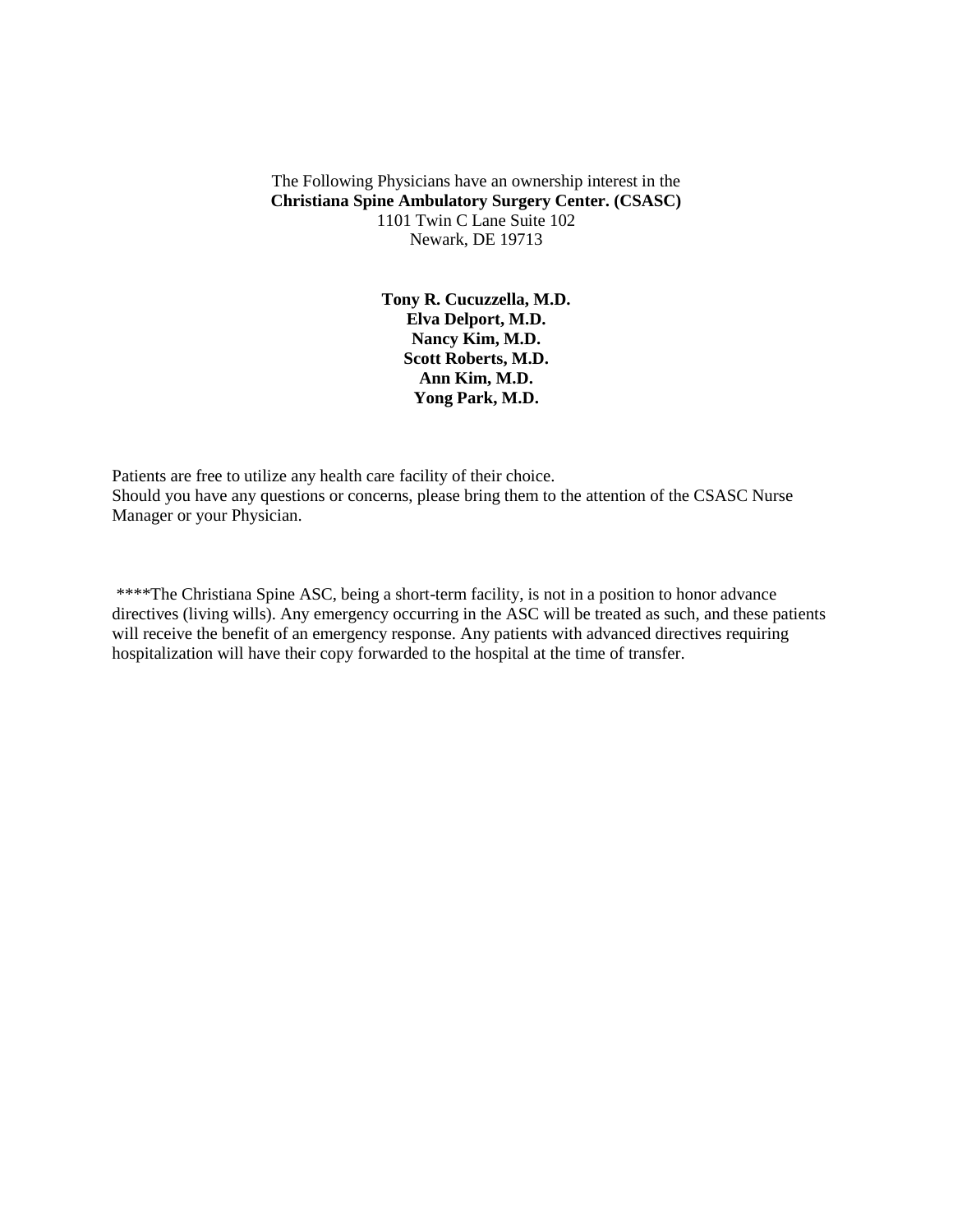The Following Physicians have an ownership interest in the  
**Christiana Spine Ambulatory Surgery Center. (CSASC)**  
1101 Twin C Lane Suite 102  
Newark, DE 19713

**Tony R. Cucuzzella, M.D.**  
**Elva Delport, M.D.**  
**Nancy Kim, M.D.**  
**Scott Roberts, M.D.**  
**Ann Kim, M.D.**  
**Yong Park, M.D.**

Patients are free to utilize any health care facility of their choice.  
Should you have any questions or concerns, please bring them to the attention of the CSASC Nurse Manager or your Physician.

****The Christiana Spine ASC, being a short-term facility, is not in a position to honor advance directives (living wills). Any emergency occurring in the ASC will be treated as such, and these patients will receive the benefit of an emergency response. Any patients with advanced directives requiring hospitalization will have their copy forwarded to the hospital at the time of transfer.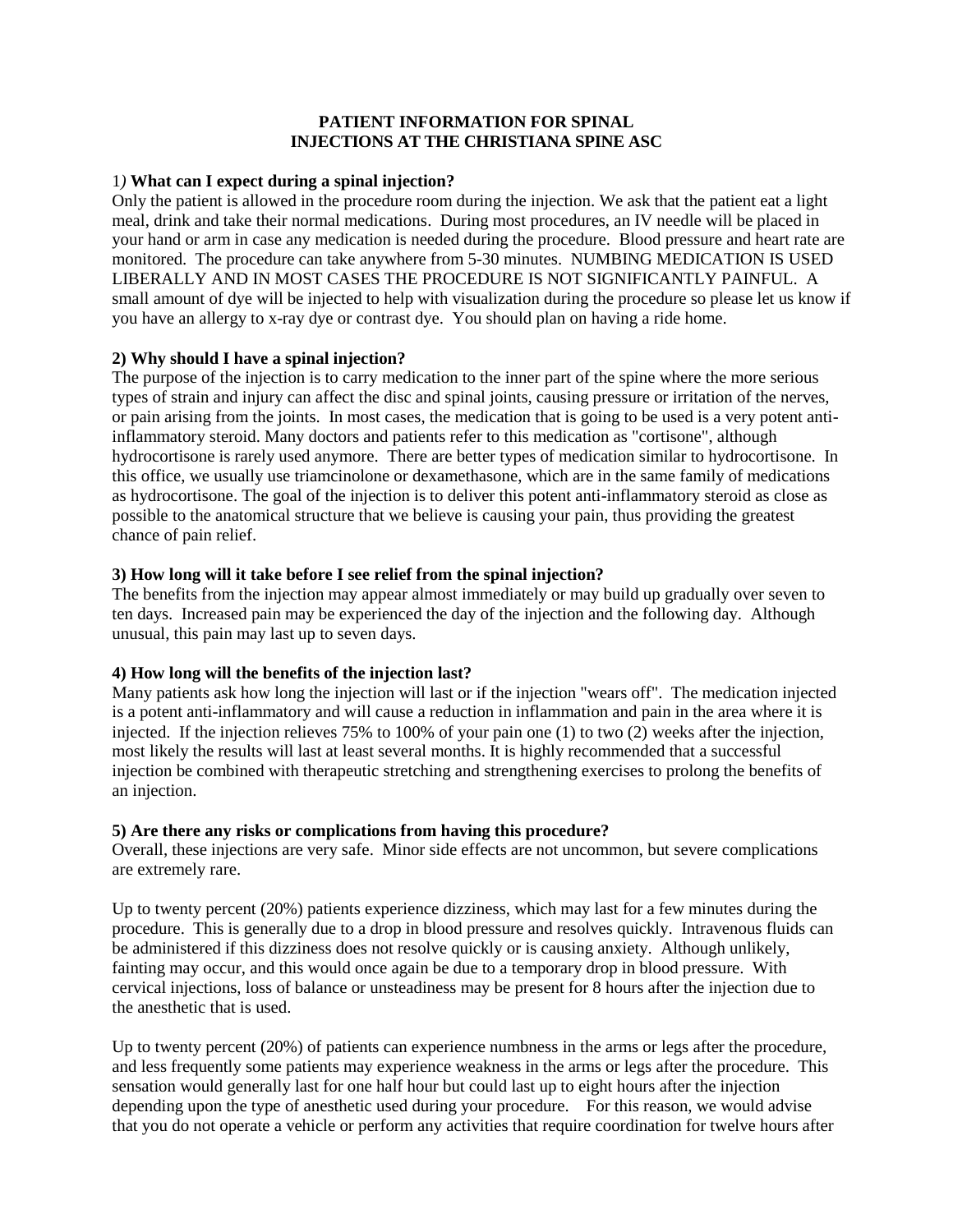**PATIENT INFORMATION FOR SPINAL INJECTIONS AT THE CHRISTIANA SPINE ASC**

1*)* **What can I expect during a spinal injection?**

Only the patient is allowed in the procedure room during the injection. We ask that the patient eat a light meal, drink and take their normal medications. During most procedures, an IV needle will be placed in your hand or arm in case any medication is needed during the procedure. Blood pressure and heart rate are monitored. The procedure can take anywhere from 5-30 minutes. NUMBING MEDICATION IS USED LIBERALLY AND IN MOST CASES THE PROCEDURE IS NOT SIGNIFICANTLY PAINFUL. A small amount of dye will be injected to help with visualization during the procedure so please let us know if you have an allergy to x-ray dye or contrast dye. You should plan on having a ride home.

**2) Why should I have a spinal injection?**

The purpose of the injection is to carry medication to the inner part of the spine where the more serious types of strain and injury can affect the disc and spinal joints, causing pressure or irritation of the nerves, or pain arising from the joints. In most cases, the medication that is going to be used is a very potent anti-inflammatory steroid. Many doctors and patients refer to this medication as "cortisone", although hydrocortisone is rarely used anymore. There are better types of medication similar to hydrocortisone. In this office, we usually use triamcinolone or dexamethasone, which are in the same family of medications as hydrocortisone. The goal of the injection is to deliver this potent anti-inflammatory steroid as close as possible to the anatomical structure that we believe is causing your pain, thus providing the greatest chance of pain relief.

**3) How long will it take before I see relief from the spinal injection?**

The benefits from the injection may appear almost immediately or may build up gradually over seven to ten days. Increased pain may be experienced the day of the injection and the following day. Although unusual, this pain may last up to seven days.

**4) How long will the benefits of the injection last?**

Many patients ask how long the injection will last or if the injection "wears off". The medication injected is a potent anti-inflammatory and will cause a reduction in inflammation and pain in the area where it is injected. If the injection relieves 75% to 100% of your pain one (1) to two (2) weeks after the injection, most likely the results will last at least several months. It is highly recommended that a successful injection be combined with therapeutic stretching and strengthening exercises to prolong the benefits of an injection.

**5) Are there any risks or complications from having this procedure?**

Overall, these injections are very safe. Minor side effects are not uncommon, but severe complications are extremely rare.

Up to twenty percent (20%) patients experience dizziness, which may last for a few minutes during the procedure. This is generally due to a drop in blood pressure and resolves quickly. Intravenous fluids can be administered if this dizziness does not resolve quickly or is causing anxiety. Although unlikely, fainting may occur, and this would once again be due to a temporary drop in blood pressure. With cervical injections, loss of balance or unsteadiness may be present for 8 hours after the injection due to the anesthetic that is used.

Up to twenty percent (20%) of patients can experience numbness in the arms or legs after the procedure, and less frequently some patients may experience weakness in the arms or legs after the procedure. This sensation would generally last for one half hour but could last up to eight hours after the injection depending upon the type of anesthetic used during your procedure. For this reason, we would advise that you do not operate a vehicle or perform any activities that require coordination for twelve hours after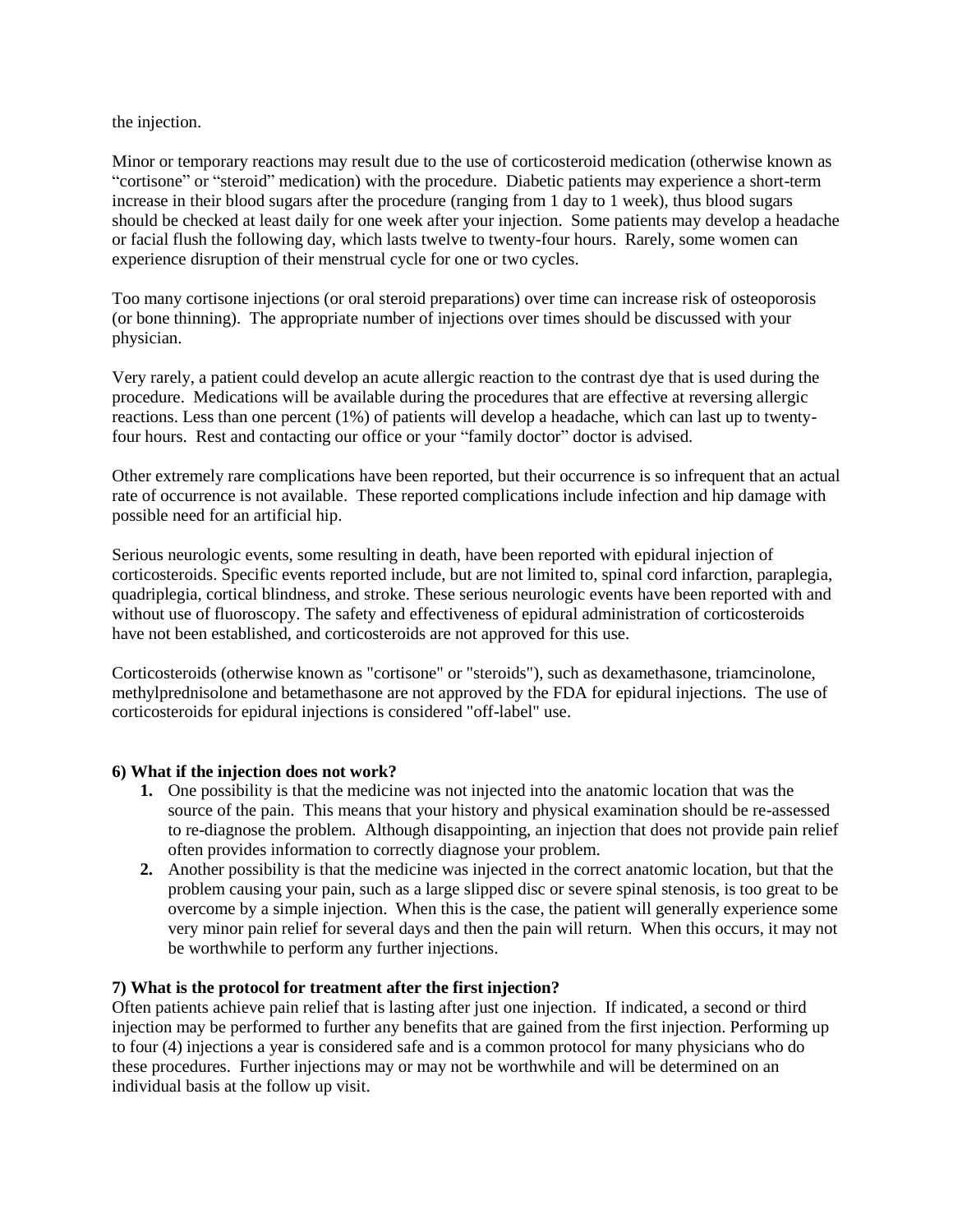the injection.

Minor or temporary reactions may result due to the use of corticosteroid medication (otherwise known as "cortisone" or "steroid" medication) with the procedure. Diabetic patients may experience a short-term increase in their blood sugars after the procedure (ranging from 1 day to 1 week), thus blood sugars should be checked at least daily for one week after your injection. Some patients may develop a headache or facial flush the following day, which lasts twelve to twenty-four hours. Rarely, some women can experience disruption of their menstrual cycle for one or two cycles.

Too many cortisone injections (or oral steroid preparations) over time can increase risk of osteoporosis (or bone thinning). The appropriate number of injections over times should be discussed with your physician.

Very rarely, a patient could develop an acute allergic reaction to the contrast dye that is used during the procedure. Medications will be available during the procedures that are effective at reversing allergic reactions. Less than one percent (1%) of patients will develop a headache, which can last up to twenty-four hours. Rest and contacting our office or your "family doctor" doctor is advised.

Other extremely rare complications have been reported, but their occurrence is so infrequent that an actual rate of occurrence is not available. These reported complications include infection and hip damage with possible need for an artificial hip.

Serious neurologic events, some resulting in death, have been reported with epidural injection of corticosteroids. Specific events reported include, but are not limited to, spinal cord infarction, paraplegia, quadriplegia, cortical blindness, and stroke. These serious neurologic events have been reported with and without use of fluoroscopy. The safety and effectiveness of epidural administration of corticosteroids have not been established, and corticosteroids are not approved for this use.

Corticosteroids (otherwise known as "cortisone" or "steroids"), such as dexamethasone, triamcinolone, methylprednisolone and betamethasone are not approved by the FDA for epidural injections. The use of corticosteroids for epidural injections is considered "off-label" use.

**6) What if the injection does not work?**

1. One possibility is that the medicine was not injected into the anatomic location that was the source of the pain. This means that your history and physical examination should be re-assessed to re-diagnose the problem. Although disappointing, an injection that does not provide pain relief often provides information to correctly diagnose your problem.
2. Another possibility is that the medicine was injected in the correct anatomic location, but that the problem causing your pain, such as a large slipped disc or severe spinal stenosis, is too great to be overcome by a simple injection. When this is the case, the patient will generally experience some very minor pain relief for several days and then the pain will return. When this occurs, it may not be worthwhile to perform any further injections.

**7) What is the protocol for treatment after the first injection?**

Often patients achieve pain relief that is lasting after just one injection. If indicated, a second or third injection may be performed to further any benefits that are gained from the first injection. Performing up to four (4) injections a year is considered safe and is a common protocol for many physicians who do these procedures. Further injections may or may not be worthwhile and will be determined on an individual basis at the follow up visit.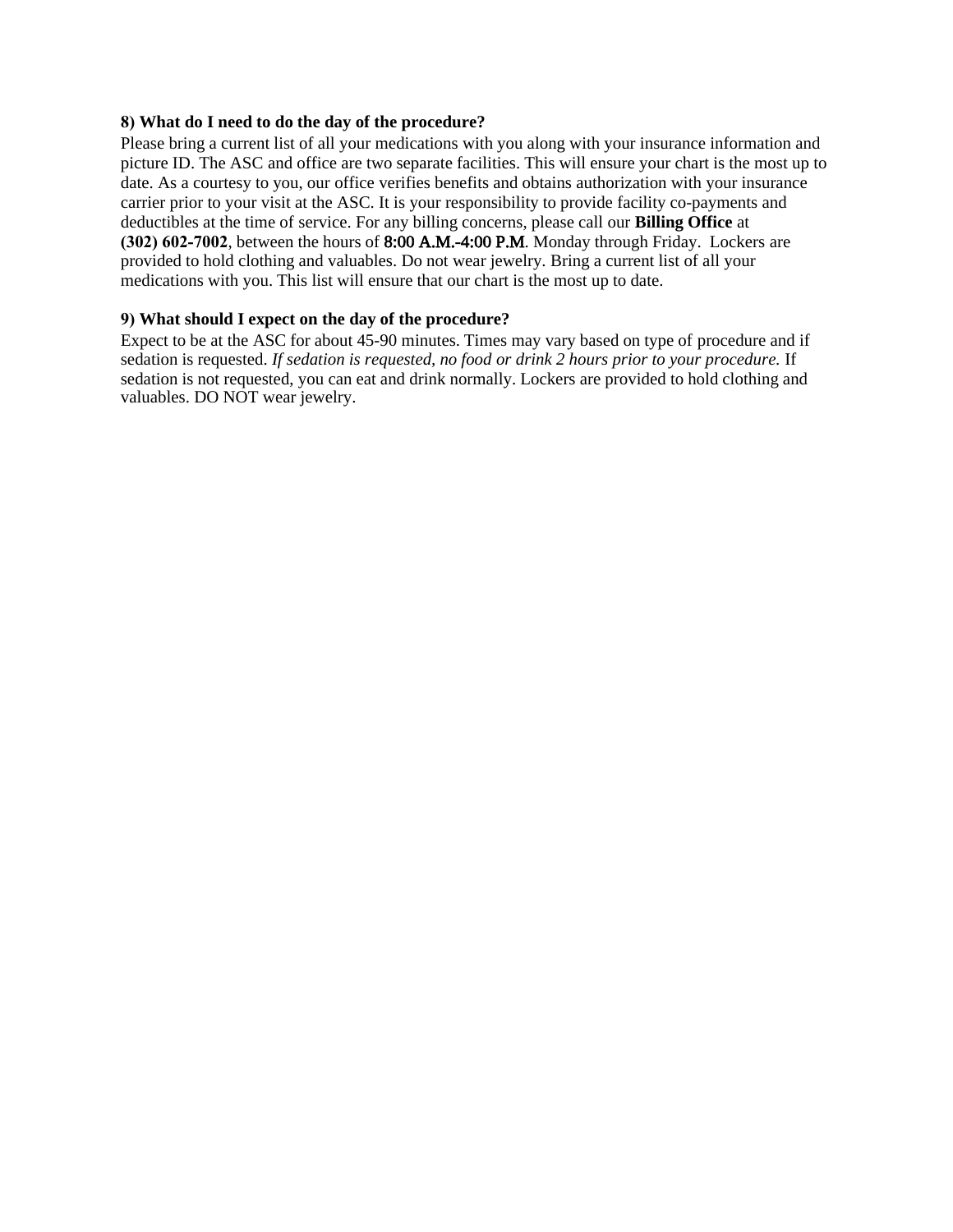**8) What do I need to do the day of the procedure?**

Please bring a current list of all your medications with you along with your insurance information and picture ID. The ASC and office are two separate facilities. This will ensure your chart is the most up to date. As a courtesy to you, our office verifies benefits and obtains authorization with your insurance carrier prior to your visit at the ASC. It is your responsibility to provide facility co-payments and deductibles at the time of service. For any billing concerns, please call our **Billing Office** at **(302) 602-7002**, between the hours of 8:00 A.M.-4:00 P.M. Monday through Friday. Lockers are provided to hold clothing and valuables. Do not wear jewelry. Bring a current list of all your medications with you. This list will ensure that our chart is the most up to date.

**9) What should I expect on the day of the procedure?**

Expect to be at the ASC for about 45-90 minutes. Times may vary based on type of procedure and if sedation is requested. *If sedation is requested, no food or drink 2 hours prior to your procedure.* If sedation is not requested, you can eat and drink normally. Lockers are provided to hold clothing and valuables. DO NOT wear jewelry.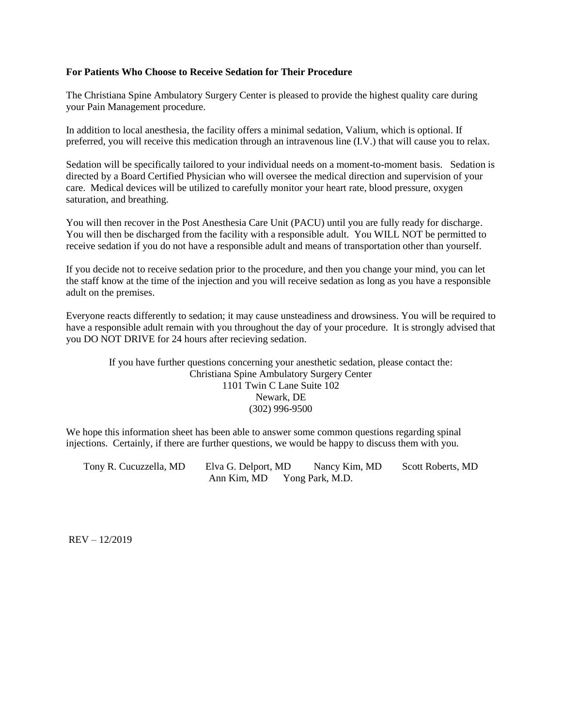**For Patients Who Choose to Receive Sedation for Their Procedure**

The Christiana Spine Ambulatory Surgery Center is pleased to provide the highest quality care during your Pain Management procedure.

In addition to local anesthesia, the facility offers a minimal sedation, Valium, which is optional. If preferred, you will receive this medication through an intravenous line (I.V.) that will cause you to relax.

Sedation will be specifically tailored to your individual needs on a moment-to-moment basis. Sedation is directed by a Board Certified Physician who will oversee the medical direction and supervision of your care. Medical devices will be utilized to carefully monitor your heart rate, blood pressure, oxygen saturation, and breathing.

You will then recover in the Post Anesthesia Care Unit (PACU) until you are fully ready for discharge. You will then be discharged from the facility with a responsible adult. You WILL NOT be permitted to receive sedation if you do not have a responsible adult and means of transportation other than yourself.

If you decide not to receive sedation prior to the procedure, and then you change your mind, you can let the staff know at the time of the injection and you will receive sedation as long as you have a responsible adult on the premises.

Everyone reacts differently to sedation; it may cause unsteadiness and drowsiness. You will be required to have a responsible adult remain with you throughout the day of your procedure. It is strongly advised that you DO NOT DRIVE for 24 hours after recieving sedation.

If you have further questions concerning your anesthetic sedation, please contact the:
Christiana Spine Ambulatory Surgery Center
1101 Twin C Lane Suite 102
Newark, DE
(302) 996-9500

We hope this information sheet has been able to answer some common questions regarding spinal injections. Certainly, if there are further questions, we would be happy to discuss them with you.

Tony R. Cucuzzella, MD    Elva G. Delport, MD    Nancy Kim, MD    Scott Roberts, MD
Ann Kim, MD    Yong Park, M.D.

REV – 12/2019